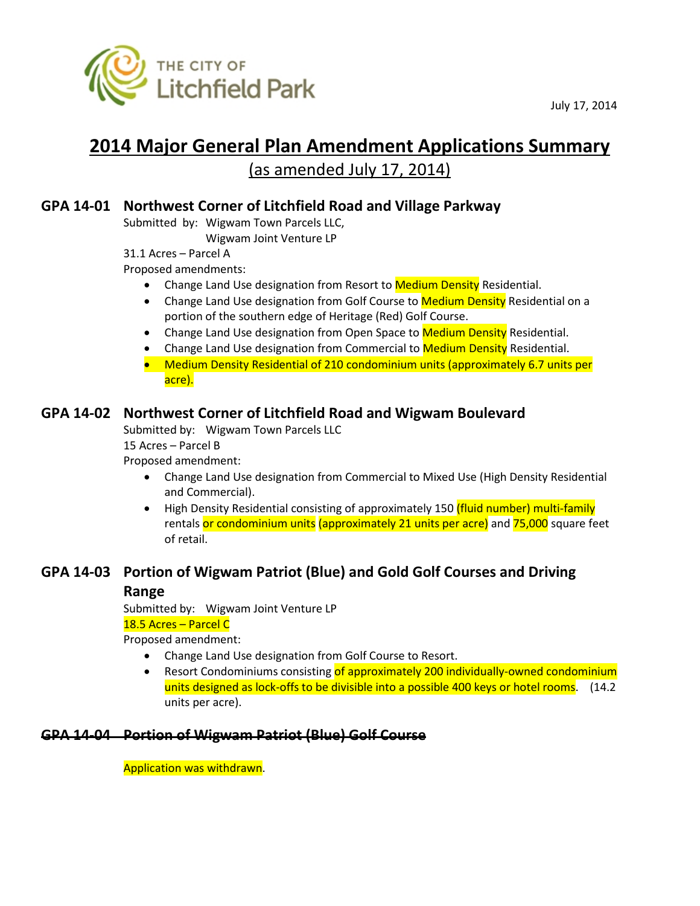THE CITY OF Litchfield Park

July 17, 2014

# 2014 Major General Plan Amendment Applications Summary

(as amended July 17, 2014)

## GPA 14-01 Northwest Corner of Litchfield Road and Village Parkway

Submitted by: Wigwam Town Parcels LLC,
Wigwam Joint Venture LP

31.1 Acres – Parcel A

Proposed amendments:

- Change Land Use designation from Resort to Medium Density Residential.
- Change Land Use designation from Golf Course to Medium Density Residential on a portion of the southern edge of Heritage (Red) Golf Course.
- Change Land Use designation from Open Space to Medium Density Residential.
- Change Land Use designation from Commercial to Medium Density Residential.
- Medium Density Residential of 210 condominium units (approximately 6.7 units per acre).

## GPA 14-02 Northwest Corner of Litchfield Road and Wigwam Boulevard

Submitted by: Wigwam Town Parcels LLC

15 Acres – Parcel B

Proposed amendment:

- Change Land Use designation from Commercial to Mixed Use (High Density Residential and Commercial).
- High Density Residential consisting of approximately 150 (fluid number) multi-family rentals or condominium units (approximately 21 units per acre) and 75,000 square feet of retail.

## GPA 14-03 Portion of Wigwam Patriot (Blue) and Gold Golf Courses and Driving Range

Submitted by: Wigwam Joint Venture LP

18.5 Acres – Parcel C

Proposed amendment:

- Change Land Use designation from Golf Course to Resort.
- Resort Condominiums consisting of approximately 200 individually-owned condominium units designed as lock-offs to be divisible into a possible 400 keys or hotel rooms. (14.2 units per acre).

## ~~GPA 14-04 Portion of Wigwam Patriot (Blue) Golf Course~~

Application was withdrawn.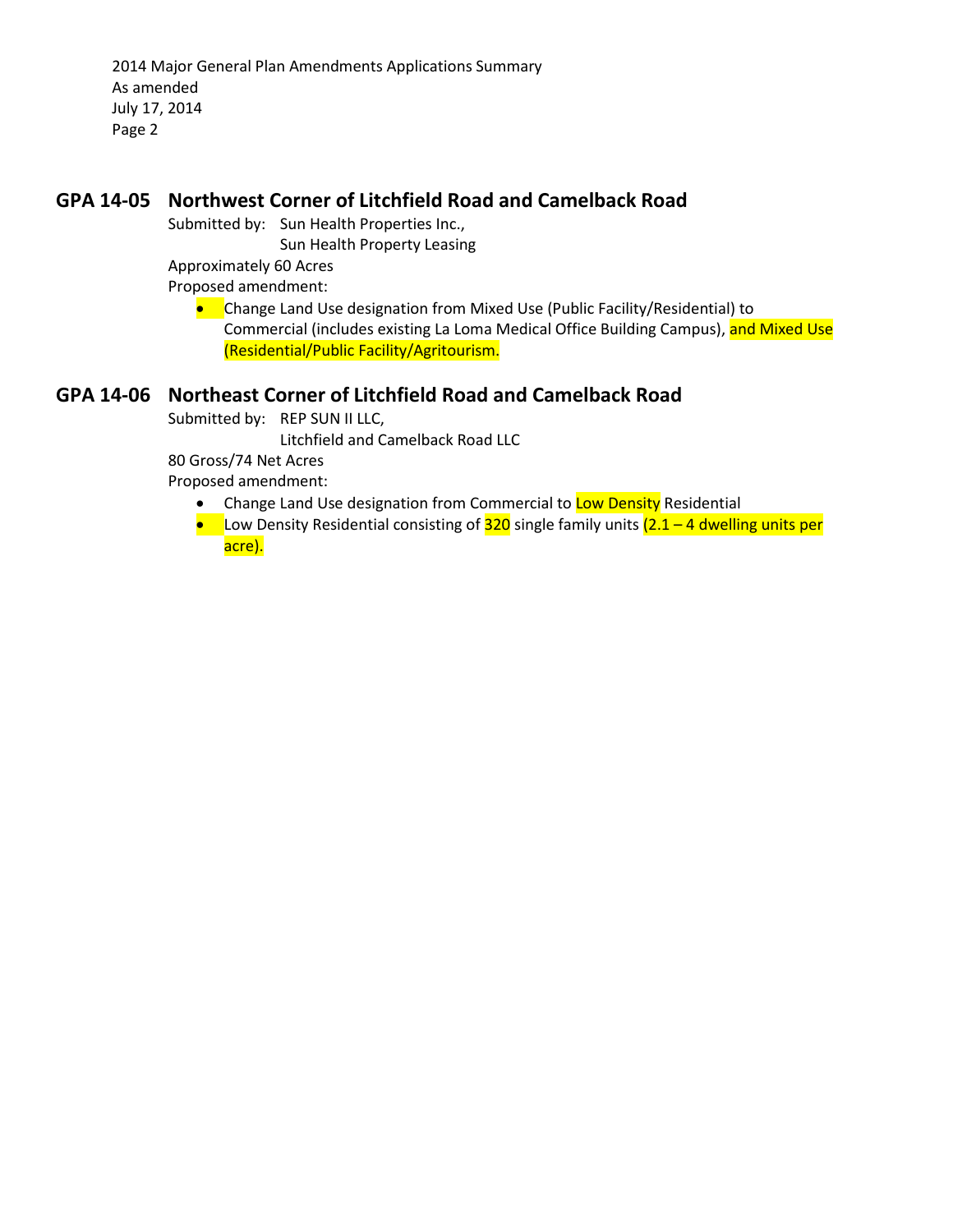## GPA 14-05 Northwest Corner of Litchfield Road and Camelback Road

Submitted by: Sun Health Properties Inc.,
Sun Health Property Leasing

Approximately 60 Acres

Proposed amendment:

- Change Land Use designation from Mixed Use (Public Facility/Residential) to Commercial (includes existing La Loma Medical Office Building Campus), and Mixed Use (Residential/Public Facility/Agritourism.

## GPA 14-06 Northeast Corner of Litchfield Road and Camelback Road

Submitted by: REP SUN II LLC,
Litchfield and Camelback Road LLC

80 Gross/74 Net Acres

Proposed amendment:

- Change Land Use designation from Commercial to Low Density Residential
- Low Density Residential consisting of 320 single family units (2.1 – 4 dwelling units per acre).